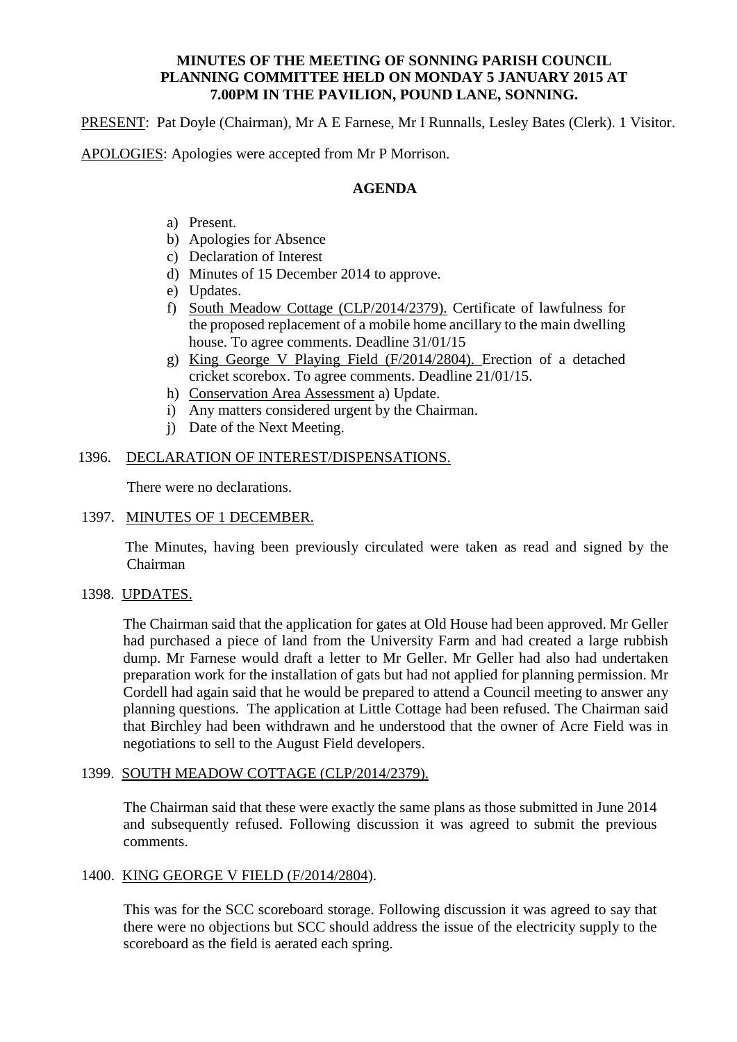**MINUTES OF THE MEETING OF SONNING PARISH COUNCIL PLANNING COMMITTEE HELD ON MONDAY 5 JANUARY 2015 AT 7.00PM IN THE PAVILION, POUND LANE, SONNING.**

PRESENT: Pat Doyle (Chairman), Mr A E Farnese, Mr I Runnalls, Lesley Bates (Clerk). 1 Visitor.

APOLOGIES: Apologies were accepted from Mr P Morrison.

**AGENDA**

a) Present.
b) Apologies for Absence
c) Declaration of Interest
d) Minutes of 15 December 2014 to approve.
e) Updates.
f) South Meadow Cottage (CLP/2014/2379). Certificate of lawfulness for the proposed replacement of a mobile home ancillary to the main dwelling house. To agree comments. Deadline 31/01/15
g) King George V Playing Field (F/2014/2804). Erection of a detached cricket scorebox. To agree comments. Deadline 21/01/15.
h) Conservation Area Assessment a) Update.
i) Any matters considered urgent by the Chairman.
j) Date of the Next Meeting.

1396. DECLARATION OF INTEREST/DISPENSATIONS.

There were no declarations.

1397. MINUTES OF 1 DECEMBER.

The Minutes, having been previously circulated were taken as read and signed by the Chairman

1398. UPDATES.

The Chairman said that the application for gates at Old House had been approved. Mr Geller had purchased a piece of land from the University Farm and had created a large rubbish dump. Mr Farnese would draft a letter to Mr Geller. Mr Geller had also had undertaken preparation work for the installation of gats but had not applied for planning permission. Mr Cordell had again said that he would be prepared to attend a Council meeting to answer any planning questions. The application at Little Cottage had been refused. The Chairman said that Birchley had been withdrawn and he understood that the owner of Acre Field was in negotiations to sell to the August Field developers.

1399. SOUTH MEADOW COTTAGE (CLP/2014/2379).

The Chairman said that these were exactly the same plans as those submitted in June 2014 and subsequently refused. Following discussion it was agreed to submit the previous comments.

1400. KING GEORGE V FIELD (F/2014/2804).

This was for the SCC scoreboard storage. Following discussion it was agreed to say that there were no objections but SCC should address the issue of the electricity supply to the scoreboard as the field is aerated each spring.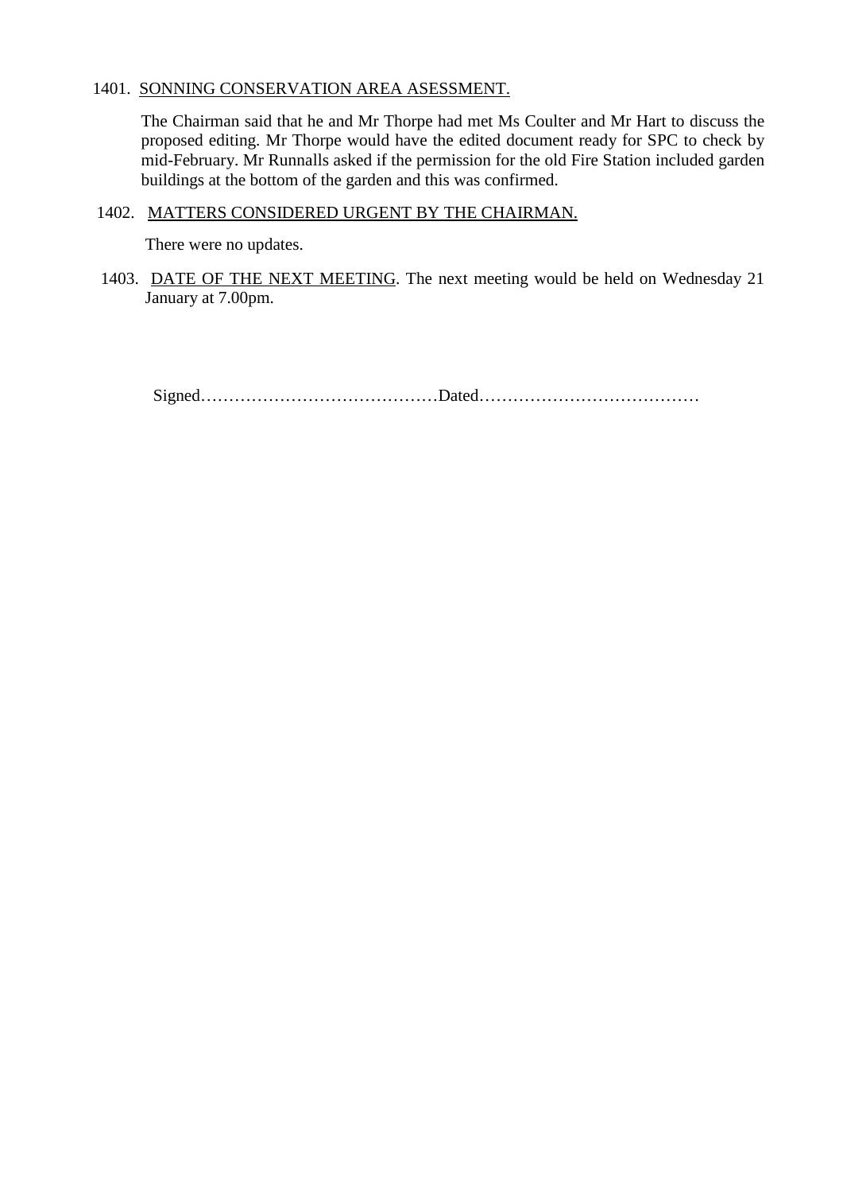1401. <u>SONNING CONSERVATION AREA ASESSMENT.</u>

The Chairman said that he and Mr Thorpe had met Ms Coulter and Mr Hart to discuss the proposed editing. Mr Thorpe would have the edited document ready for SPC to check by mid-February. Mr Runnalls asked if the permission for the old Fire Station included garden buildings at the bottom of the garden and this was confirmed.

1402. <u>MATTERS CONSIDERED URGENT BY THE CHAIRMAN.</u>

There were no updates.

1403. <u>DATE OF THE NEXT MEETING</u>. The next meeting would be held on Wednesday 21 January at 7.00pm.

Signed……………………………………Dated…………………………………